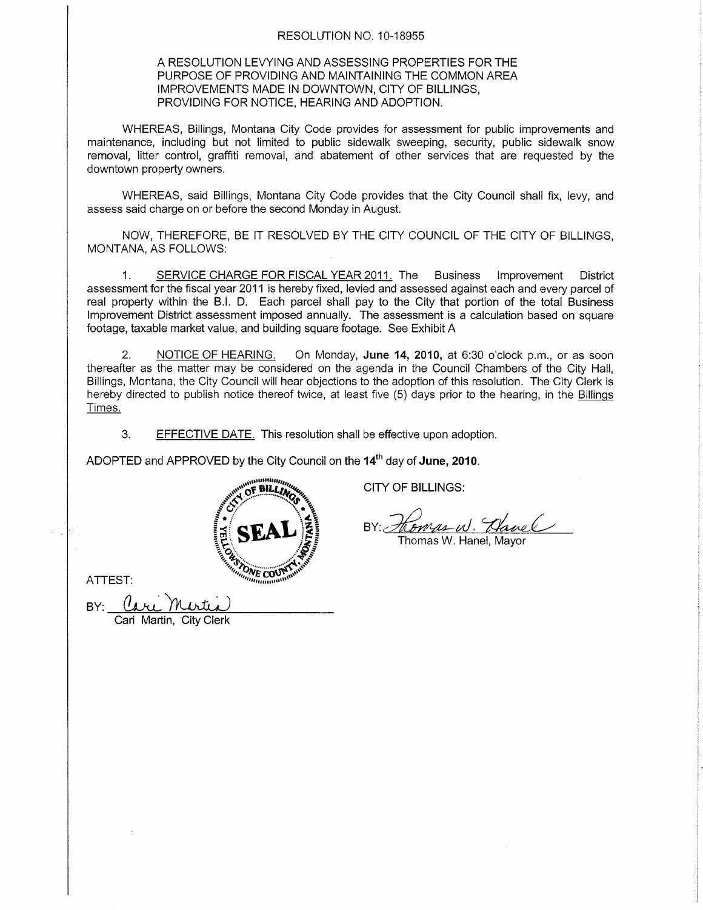# RESOLUTION NO. 10-18955

## A RESOLUTION LEVYING AND ASSESSING PROPERTIES FOR THE PURPOSE OF PROVIDING AND MAINTAINING THE COMMON AREA IMPROVEMENTS MADE IN DOWNTOWN, CITY OF BILLINGS, PROVIDING FOR NOTICE, HEARING AND ADOPTION.

WHEREAS, Billings, Montana City Code provides for assessment for public improvements and maintenance, including but not limited to public sidewalk sweeping, security, public sidewalk snow removal, litter control, graffiti removal, and abatement of other services that are requested by the downtown property owners.

WHEREAS, said Billings, Montana City Code provides that the City Council shall fix, levy, and assess said charge on or before the second Monday in August.

NOW, THEREFORE, BE IT RESOLVED BY THE CITY COUNCIL OF THE CITY OF BILLINGS, MONTANA, AS FOLLOWS:

1. SERVICE CHARGE FOR FISCAL YEAR 2011. The Business Improvement District assessment for the fiscal year 2011 is hereby fixed, levied and assessed against each and every parcel of real property within the B.I. D. Each parcel shall pay to the City that portion of the total Business Improvement District assessment imposed annually. The assessment is a calculation based on square footage, taxable market value, and building square footage. See Exhibit A

2. NOTICE OF HEARING. On Monday, **June 14, 2010,** at 6:30 o'clock p.m., or as soon thereafter as the matter may be considered on the agenda in the Council Chambers of the City Hall, Billings, Montana, the City Council will hear objections to the adoption of this resolution. The City Clerk is hereby directed to publish notice thereof twice, at least five (5) days prior to the hearing, in the Billings Times.

3. EFFECTIVE DATE. This resolution shall be effective upon adoption.

ADOPTED and APPROVED by the City Council on the **14th** day of **June, 2010**.

CITY OF BILLINGS:

BY: *Thomas W. Hanel*
Thomas W. Hanel, Mayor

ATTEST:

BY: *Cari Martin*
Cari Martin, City Clerk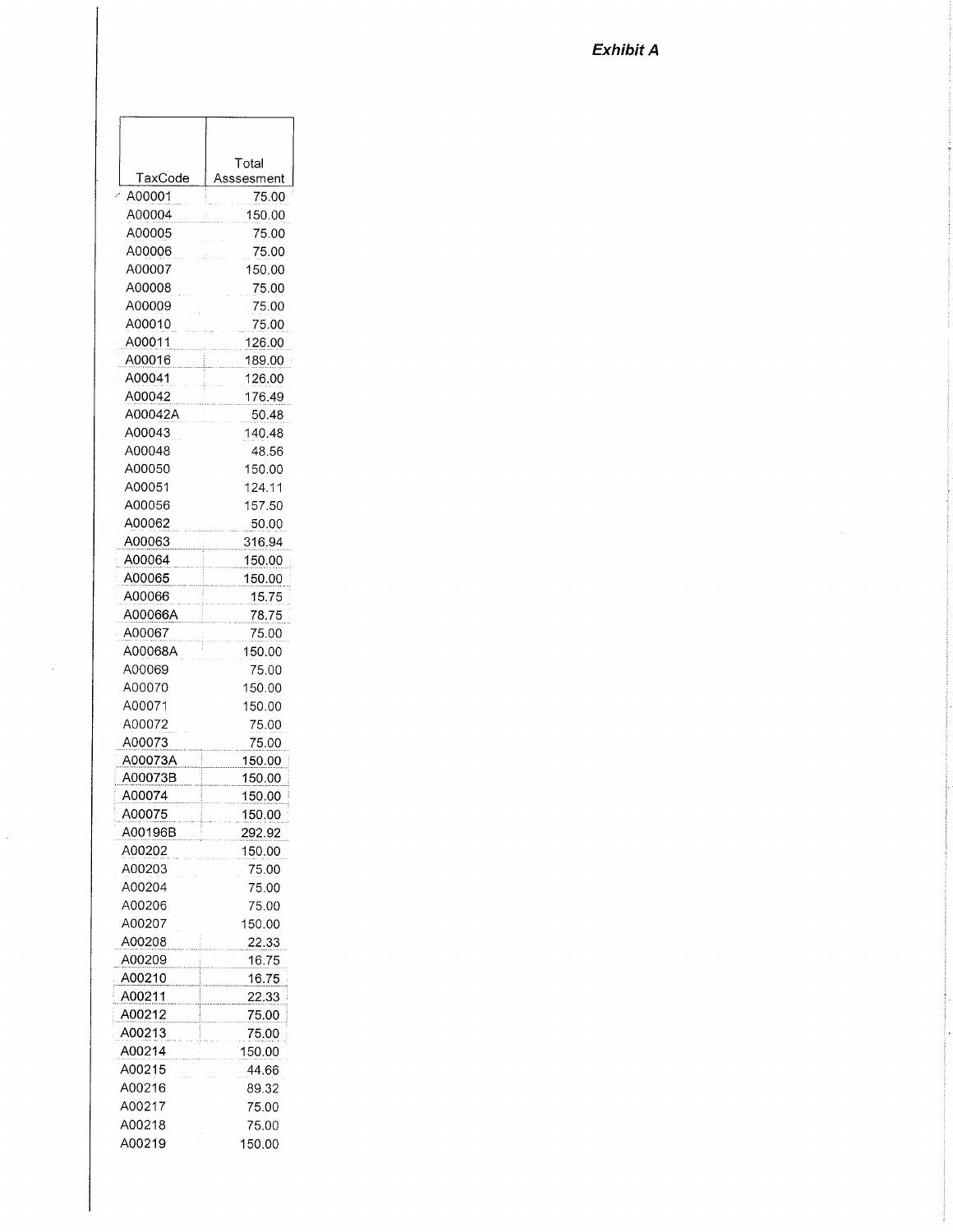*Exhibit A*

| TaxCode | Total Asssesment |
|---|---|
| A00001 | 75.00 |
| A00004 | 150.00 |
| A00005 | 75.00 |
| A00006 | 75.00 |
| A00007 | 150.00 |
| A00008 | 75.00 |
| A00009 | 75.00 |
| A00010 | 75.00 |
| A00011 | 126.00 |
| A00016 | 189.00 |
| A00041 | 126.00 |
| A00042 | 176.49 |
| A00042A | 50.48 |
| A00043 | 140.48 |
| A00048 | 48.56 |
| A00050 | 150.00 |
| A00051 | 124.11 |
| A00056 | 157.50 |
| A00062 | 50.00 |
| A00063 | 316.94 |
| A00064 | 150.00 |
| A00065 | 150.00 |
| A00066 | 15.75 |
| A00066A | 78.75 |
| A00067 | 75.00 |
| A00068A | 150.00 |
| A00069 | 75.00 |
| A00070 | 150.00 |
| A00071 | 150.00 |
| A00072 | 75.00 |
| A00073 | 75.00 |
| A00073A | 150.00 |
| A00073B | 150.00 |
| A00074 | 150.00 |
| A00075 | 150.00 |
| A00196B | 292.92 |
| A00202 | 150.00 |
| A00203 | 75.00 |
| A00204 | 75.00 |
| A00206 | 75.00 |
| A00207 | 150.00 |
| A00208 | 22.33 |
| A00209 | 16.75 |
| A00210 | 16.75 |
| A00211 | 22.33 |
| A00212 | 75.00 |
| A00213 | 75.00 |
| A00214 | 150.00 |
| A00215 | 44.66 |
| A00216 | 89.32 |
| A00217 | 75.00 |
| A00218 | 75.00 |
| A00219 | 150.00 |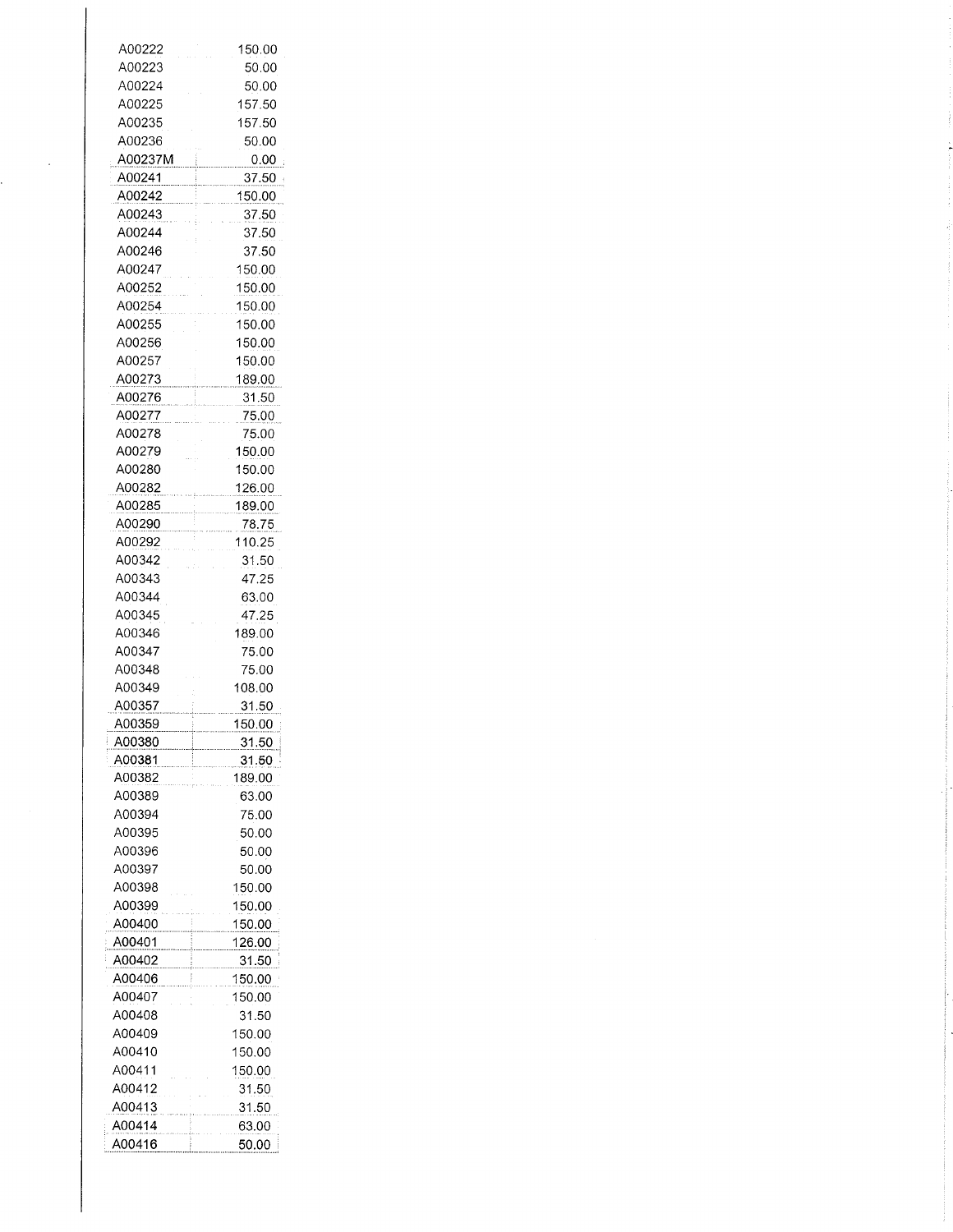| | |
|---|---|
| A00222 | 150.00 |
| A00223 | 50.00 |
| A00224 | 50.00 |
| A00225 | 157.50 |
| A00235 | 157.50 |
| A00236 | 50.00 |
| A00237M | 0.00 |
| A00241 | 37.50 |
| A00242 | 150.00 |
| A00243 | 37.50 |
| A00244 | 37.50 |
| A00246 | 37.50 |
| A00247 | 150.00 |
| A00252 | 150.00 |
| A00254 | 150.00 |
| A00255 | 150.00 |
| A00256 | 150.00 |
| A00257 | 150.00 |
| A00273 | 189.00 |
| A00276 | 31.50 |
| A00277 | 75.00 |
| A00278 | 75.00 |
| A00279 | 150.00 |
| A00280 | 150.00 |
| A00282 | 126.00 |
| A00285 | 189.00 |
| A00290 | 78.75 |
| A00292 | 110.25 |
| A00342 | 31.50 |
| A00343 | 47.25 |
| A00344 | 63.00 |
| A00345 | 47.25 |
| A00346 | 189.00 |
| A00347 | 75.00 |
| A00348 | 75.00 |
| A00349 | 108.00 |
| A00357 | 31.50 |
| A00359 | 150.00 |
| A00380 | 31.50 |
| A00381 | 31.50 |
| A00382 | 189.00 |
| A00389 | 63.00 |
| A00394 | 75.00 |
| A00395 | 50.00 |
| A00396 | 50.00 |
| A00397 | 50.00 |
| A00398 | 150.00 |
| A00399 | 150.00 |
| A00400 | 150.00 |
| A00401 | 126.00 |
| A00402 | 31.50 |
| A00406 | 150.00 |
| A00407 | 150.00 |
| A00408 | 31.50 |
| A00409 | 150.00 |
| A00410 | 150.00 |
| A00411 | 150.00 |
| A00412 | 31.50 |
| A00413 | 31.50 |
| A00414 | 63.00 |
| A00416 | 50.00 |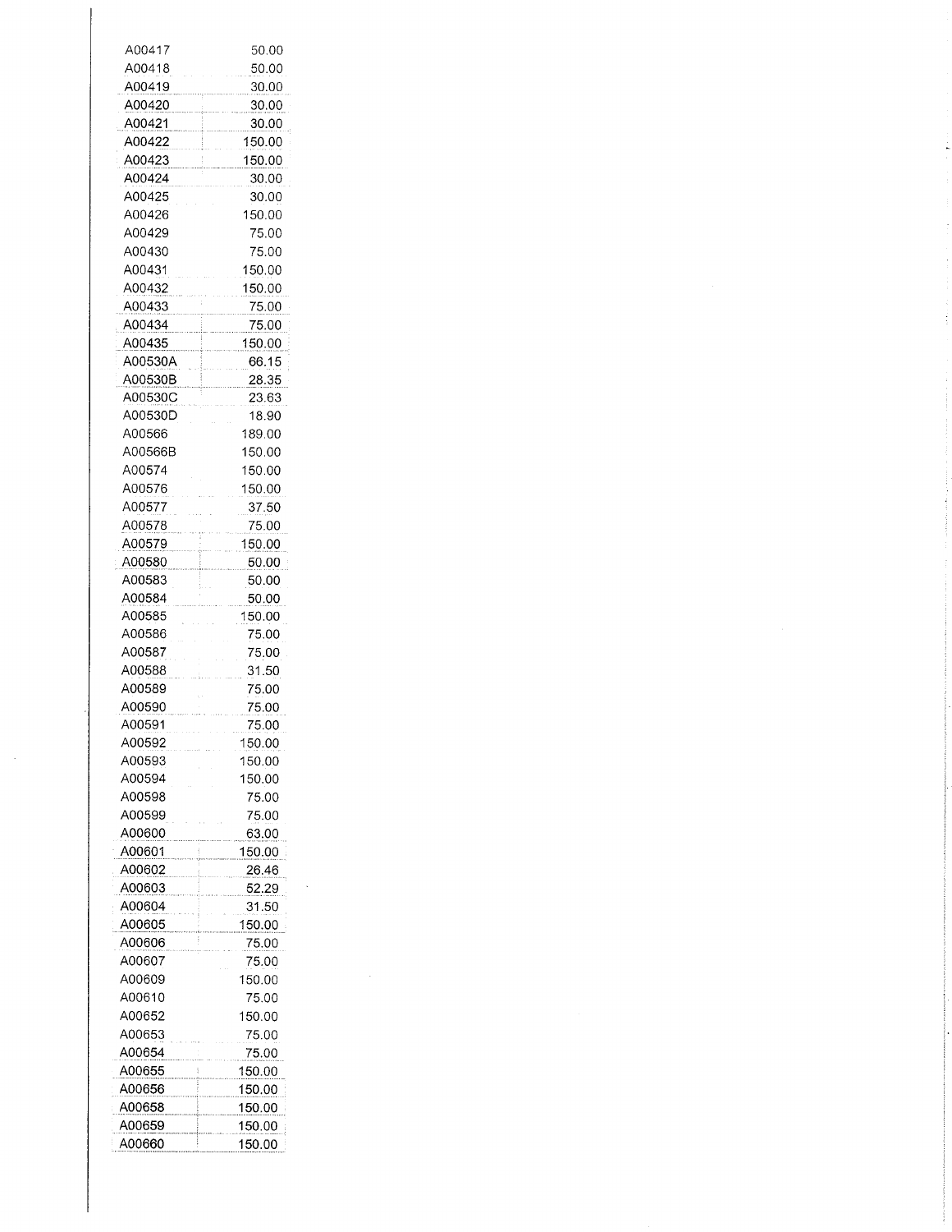| | |
|---|---|
| A00417 | 50.00 |
| A00418 | 50.00 |
| A00419 | 30.00 |
| A00420 | 30.00 |
| A00421 | 30.00 |
| A00422 | 150.00 |
| A00423 | 150.00 |
| A00424 | 30.00 |
| A00425 | 30.00 |
| A00426 | 150.00 |
| A00429 | 75.00 |
| A00430 | 75.00 |
| A00431 | 150.00 |
| A00432 | 150.00 |
| A00433 | 75.00 |
| A00434 | 75.00 |
| A00435 | 150.00 |
| A00530A | 66.15 |
| A00530B | 28.35 |
| A00530C | 23.63 |
| A00530D | 18.90 |
| A00566 | 189.00 |
| A00566B | 150.00 |
| A00574 | 150.00 |
| A00576 | 150.00 |
| A00577 | 37.50 |
| A00578 | 75.00 |
| A00579 | 150.00 |
| A00580 | 50.00 |
| A00583 | 50.00 |
| A00584 | 50.00 |
| A00585 | 150.00 |
| A00586 | 75.00 |
| A00587 | 75.00 |
| A00588 | 31.50 |
| A00589 | 75.00 |
| A00590 | 75.00 |
| A00591 | 75.00 |
| A00592 | 150.00 |
| A00593 | 150.00 |
| A00594 | 150.00 |
| A00598 | 75.00 |
| A00599 | 75.00 |
| A00600 | 63.00 |
| A00601 | 150.00 |
| A00602 | 26.46 |
| A00603 | 52.29 |
| A00604 | 31.50 |
| A00605 | 150.00 |
| A00606 | 75.00 |
| A00607 | 75.00 |
| A00609 | 150.00 |
| A00610 | 75.00 |
| A00652 | 150.00 |
| A00653 | 75.00 |
| A00654 | 75.00 |
| A00655 | 150.00 |
| A00656 | 150.00 |
| A00658 | 150.00 |
| A00659 | 150.00 |
| A00660 | 150.00 |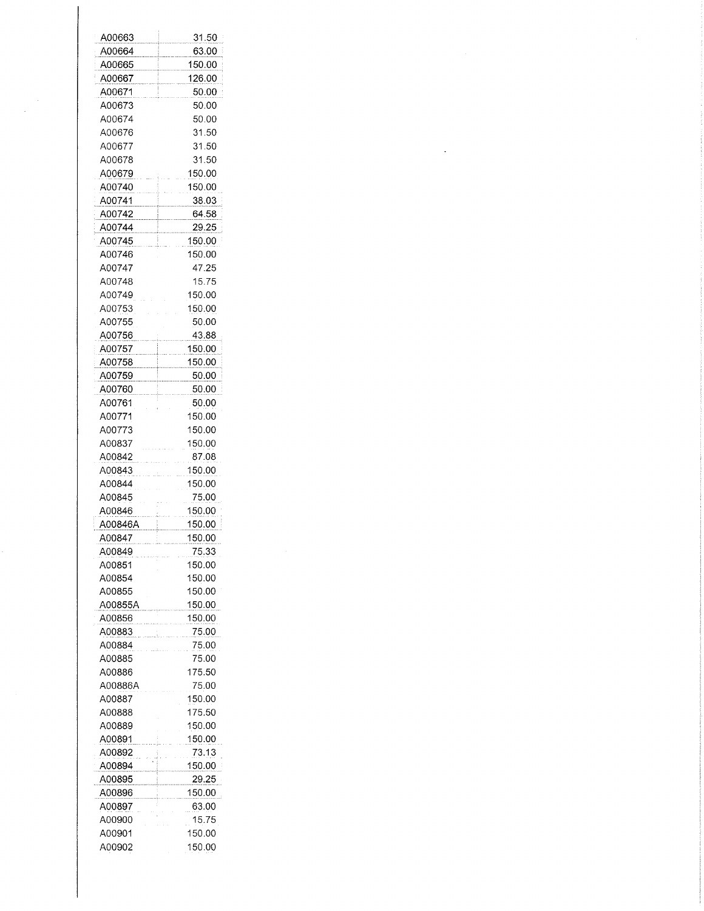| | |
|---|---|
| A00663 | 31.50 |
| A00664 | 63.00 |
| A00665 | 150.00 |
| A00667 | 126.00 |
| A00671 | 50.00 |
| A00673 | 50.00 |
| A00674 | 50.00 |
| A00676 | 31.50 |
| A00677 | 31.50 |
| A00678 | 31.50 |
| A00679 | 150.00 |
| A00740 | 150.00 |
| A00741 | 38.03 |
| A00742 | 64.58 |
| A00744 | 29.25 |
| A00745 | 150.00 |
| A00746 | 150.00 |
| A00747 | 47.25 |
| A00748 | 15.75 |
| A00749 | 150.00 |
| A00753 | 150.00 |
| A00755 | 50.00 |
| A00756 | 43.88 |
| A00757 | 150.00 |
| A00758 | 150.00 |
| A00759 | 50.00 |
| A00760 | 50.00 |
| A00761 | 50.00 |
| A00771 | 150.00 |
| A00773 | 150.00 |
| A00837 | 150.00 |
| A00842 | 87.08 |
| A00843 | 150.00 |
| A00844 | 150.00 |
| A00845 | 75.00 |
| A00846 | 150.00 |
| A00846A | 150.00 |
| A00847 | 150.00 |
| A00849 | 75.33 |
| A00851 | 150.00 |
| A00854 | 150.00 |
| A00855 | 150.00 |
| A00855A | 150.00 |
| A00856 | 150.00 |
| A00883 | 75.00 |
| A00884 | 75.00 |
| A00885 | 75.00 |
| A00886 | 175.50 |
| A00886A | 75.00 |
| A00887 | 150.00 |
| A00888 | 175.50 |
| A00889 | 150.00 |
| A00891 | 150.00 |
| A00892 | 73.13 |
| A00894 | 150.00 |
| A00895 | 29.25 |
| A00896 | 150.00 |
| A00897 | 63.00 |
| A00900 | 15.75 |
| A00901 | 150.00 |
| A00902 | 150.00 |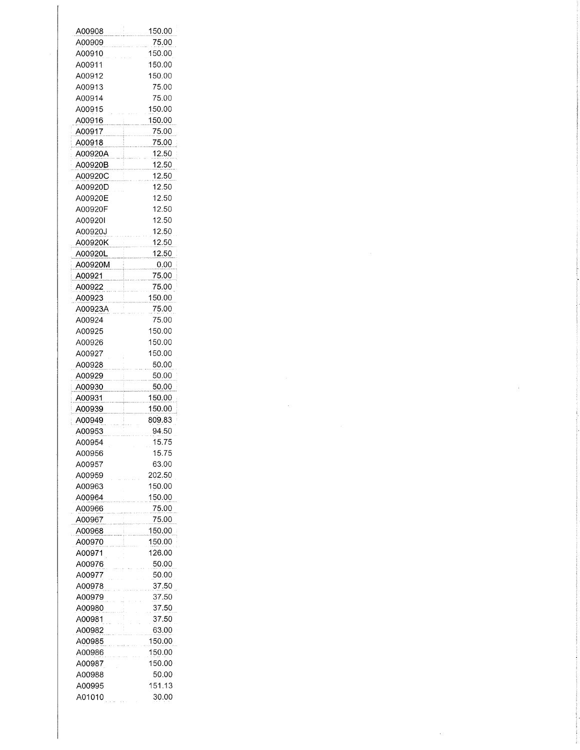| | |
|---|---|
| A00908 | 150.00 |
| A00909 | 75.00 |
| A00910 | 150.00 |
| A00911 | 150.00 |
| A00912 | 150.00 |
| A00913 | 75.00 |
| A00914 | 75.00 |
| A00915 | 150.00 |
| A00916 | 150.00 |
| A00917 | 75.00 |
| A00918 | 75.00 |
| A00920A | 12.50 |
| A00920B | 12.50 |
| A00920C | 12.50 |
| A00920D | 12.50 |
| A00920E | 12.50 |
| A00920F | 12.50 |
| A00920I | 12.50 |
| A00920J | 12.50 |
| A00920K | 12.50 |
| A00920L | 12.50 |
| A00920M | 0.00 |
| A00921 | 75.00 |
| A00922 | 75.00 |
| A00923 | 150.00 |
| A00923A | 75.00 |
| A00924 | 75.00 |
| A00925 | 150.00 |
| A00926 | 150.00 |
| A00927 | 150.00 |
| A00928 | 50.00 |
| A00929 | 50.00 |
| A00930 | 50.00 |
| A00931 | 150.00 |
| A00939 | 150.00 |
| A00949 | 809.83 |
| A00953 | 94.50 |
| A00954 | 15.75 |
| A00956 | 15.75 |
| A00957 | 63.00 |
| A00959 | 202.50 |
| A00963 | 150.00 |
| A00964 | 150.00 |
| A00966 | 75.00 |
| A00967 | 75.00 |
| A00968 | 150.00 |
| A00970 | 150.00 |
| A00971 | 126.00 |
| A00976 | 50.00 |
| A00977 | 50.00 |
| A00978 | 37.50 |
| A00979 | 37.50 |
| A00980 | 37.50 |
| A00981 | 37.50 |
| A00982 | 63.00 |
| A00985 | 150.00 |
| A00986 | 150.00 |
| A00987 | 150.00 |
| A00988 | 50.00 |
| A00995 | 151.13 |
| A01010 | 30.00 |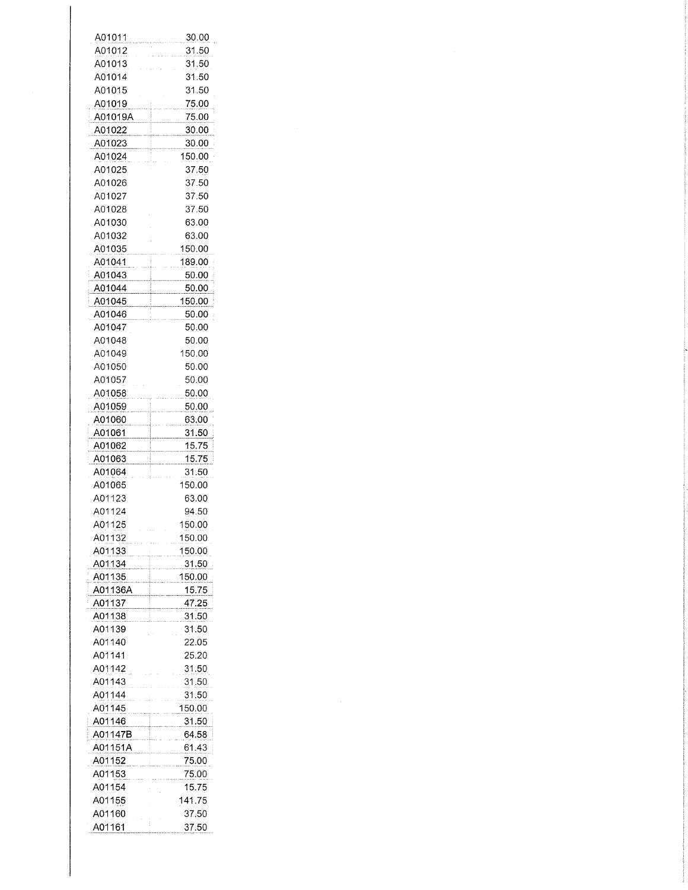| | |
|---|---|
| A01011 | 30.00 |
| A01012 | 31.50 |
| A01013 | 31.50 |
| A01014 | 31.50 |
| A01015 | 31.50 |
| A01019 | 75.00 |
| A01019A | 75.00 |
| A01022 | 30.00 |
| A01023 | 30.00 |
| A01024 | 150.00 |
| A01025 | 37.50 |
| A01026 | 37.50 |
| A01027 | 37.50 |
| A01028 | 37.50 |
| A01030 | 63.00 |
| A01032 | 63.00 |
| A01035 | 150.00 |
| A01041 | 189.00 |
| A01043 | 50.00 |
| A01044 | 50.00 |
| A01045 | 150.00 |
| A01046 | 50.00 |
| A01047 | 50.00 |
| A01048 | 50.00 |
| A01049 | 150.00 |
| A01050 | 50.00 |
| A01057 | 50.00 |
| A01058 | 50.00 |
| A01059 | 50.00 |
| A01060 | 63.00 |
| A01061 | 31.50 |
| A01062 | 15.75 |
| A01063 | 15.75 |
| A01064 | 31.50 |
| A01065 | 150.00 |
| A01123 | 63.00 |
| A01124 | 94.50 |
| A01125 | 150.00 |
| A01132 | 150.00 |
| A01133 | 150.00 |
| A01134 | 31.50 |
| A01135 | 150.00 |
| A01136A | 15.75 |
| A01137 | 47.25 |
| A01138 | 31.50 |
| A01139 | 31.50 |
| A01140 | 22.05 |
| A01141 | 25.20 |
| A01142 | 31.50 |
| A01143 | 31.50 |
| A01144 | 31.50 |
| A01145 | 150.00 |
| A01146 | 31.50 |
| A01147B | 64.58 |
| A01151A | 61.43 |
| A01152 | 75.00 |
| A01153 | 75.00 |
| A01154 | 15.75 |
| A01155 | 141.75 |
| A01160 | 37.50 |
| A01161 | 37.50 |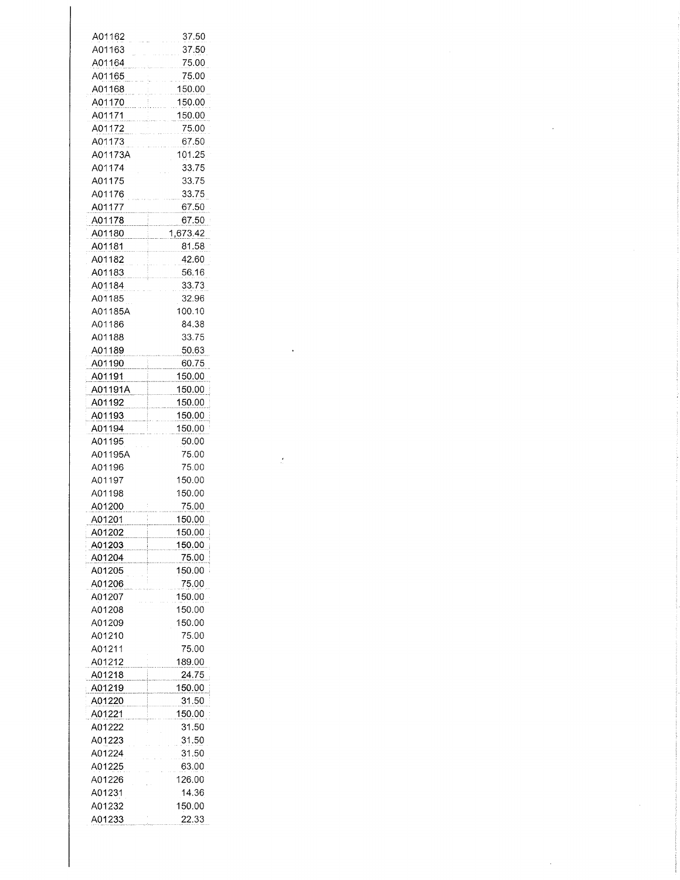| | |
|---|---|
| A01162 | 37.50 |
| A01163 | 37.50 |
| A01164 | 75.00 |
| A01165 | 75.00 |
| A01168 | 150.00 |
| A01170 | 150.00 |
| A01171 | 150.00 |
| A01172 | 75.00 |
| A01173 | 67.50 |
| A01173A | 101.25 |
| A01174 | 33.75 |
| A01175 | 33.75 |
| A01176 | 33.75 |
| A01177 | 67.50 |
| A01178 | 67.50 |
| A01180 | 1,673.42 |
| A01181 | 81.58 |
| A01182 | 42.60 |
| A01183 | 56.16 |
| A01184 | 33.73 |
| A01185 | 32.96 |
| A01185A | 100.10 |
| A01186 | 84.38 |
| A01188 | 33.75 |
| A01189 | 50.63 |
| A01190 | 60.75 |
| A01191 | 150.00 |
| A01191A | 150.00 |
| A01192 | 150.00 |
| A01193 | 150.00 |
| A01194 | 150.00 |
| A01195 | 50.00 |
| A01195A | 75.00 |
| A01196 | 75.00 |
| A01197 | 150.00 |
| A01198 | 150.00 |
| A01200 | 75.00 |
| A01201 | 150.00 |
| A01202 | 150.00 |
| A01203 | 150.00 |
| A01204 | 75.00 |
| A01205 | 150.00 |
| A01206 | 75.00 |
| A01207 | 150.00 |
| A01208 | 150.00 |
| A01209 | 150.00 |
| A01210 | 75.00 |
| A01211 | 75.00 |
| A01212 | 189.00 |
| A01218 | 24.75 |
| A01219 | 150.00 |
| A01220 | 31.50 |
| A01221 | 150.00 |
| A01222 | 31.50 |
| A01223 | 31.50 |
| A01224 | 31.50 |
| A01225 | 63.00 |
| A01226 | 126.00 |
| A01231 | 14.36 |
| A01232 | 150.00 |
| A01233 | 22.33 |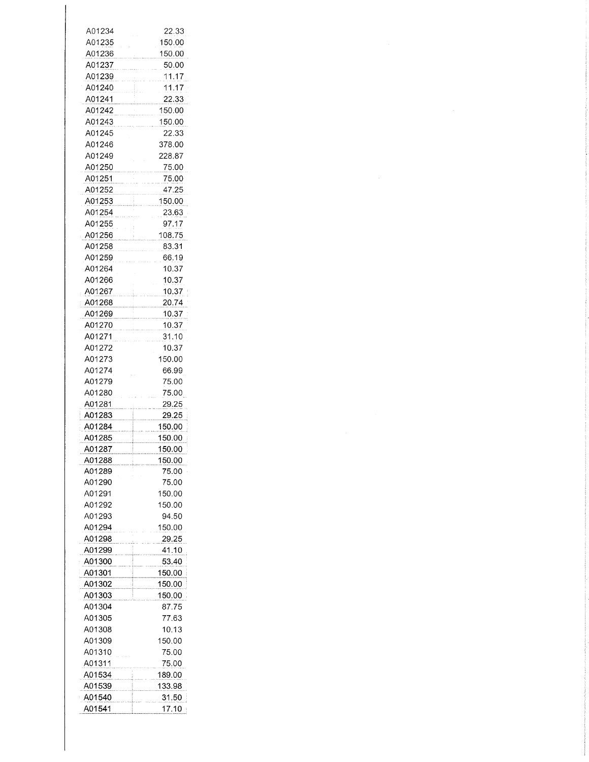| | |
|---|---|
| A01234 | 22.33 |
| A01235 | 150.00 |
| A01236 | 150.00 |
| A01237 | 50.00 |
| A01239 | 11.17 |
| A01240 | 11.17 |
| A01241 | 22.33 |
| A01242 | 150.00 |
| A01243 | 150.00 |
| A01245 | 22.33 |
| A01246 | 378.00 |
| A01249 | 228.87 |
| A01250 | 75.00 |
| A01251 | 75.00 |
| A01252 | 47.25 |
| A01253 | 150.00 |
| A01254 | 23.63 |
| A01255 | 97.17 |
| A01256 | 108.75 |
| A01258 | 83.31 |
| A01259 | 66.19 |
| A01264 | 10.37 |
| A01266 | 10.37 |
| A01267 | 10.37 |
| A01268 | 20.74 |
| A01269 | 10.37 |
| A01270 | 10.37 |
| A01271 | 31.10 |
| A01272 | 10.37 |
| A01273 | 150.00 |
| A01274 | 66.99 |
| A01279 | 75.00 |
| A01280 | 75.00 |
| A01281 | 29.25 |
| A01283 | 29.25 |
| A01284 | 150.00 |
| A01285 | 150.00 |
| A01287 | 150.00 |
| A01288 | 150.00 |
| A01289 | 75.00 |
| A01290 | 75.00 |
| A01291 | 150.00 |
| A01292 | 150.00 |
| A01293 | 94.50 |
| A01294 | 150.00 |
| A01298 | 29.25 |
| A01299 | 41.10 |
| A01300 | 53.40 |
| A01301 | 150.00 |
| A01302 | 150.00 |
| A01303 | 150.00 |
| A01304 | 87.75 |
| A01305 | 77.63 |
| A01308 | 10.13 |
| A01309 | 150.00 |
| A01310 | 75.00 |
| A01311 | 75.00 |
| A01534 | 189.00 |
| A01539 | 133.98 |
| A01540 | 31.50 |
| A01541 | 17.10 |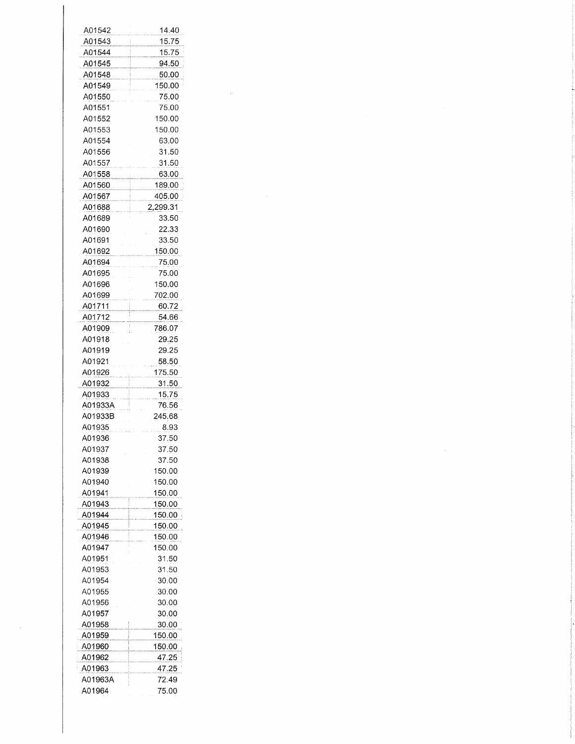| | |
|---|---|
| A01542 | 14.40 |
| A01543 | 15.75 |
| A01544 | 15.75 |
| A01545 | 94.50 |
| A01548 | 50.00 |
| A01549 | 150.00 |
| A01550 | 75.00 |
| A01551 | 75.00 |
| A01552 | 150.00 |
| A01553 | 150.00 |
| A01554 | 63.00 |
| A01556 | 31.50 |
| A01557 | 31.50 |
| A01558 | 63.00 |
| A01560 | 189.00 |
| A01567 | 405.00 |
| A01688 | 2,299.31 |
| A01689 | 33.50 |
| A01690 | 22.33 |
| A01691 | 33.50 |
| A01692 | 150.00 |
| A01694 | 75.00 |
| A01695 | 75.00 |
| A01696 | 150.00 |
| A01699 | 702.00 |
| A01711 | 60.72 |
| A01712 | 54.66 |
| A01909 | 786.07 |
| A01918 | 29.25 |
| A01919 | 29.25 |
| A01921 | 58.50 |
| A01926 | 175.50 |
| A01932 | 31.50 |
| A01933 | 15.75 |
| A01933A | 76.56 |
| A01933B | 245.68 |
| A01935 | 8.93 |
| A01936 | 37.50 |
| A01937 | 37.50 |
| A01938 | 37.50 |
| A01939 | 150.00 |
| A01940 | 150.00 |
| A01941 | 150.00 |
| A01943 | 150.00 |
| A01944 | 150.00 |
| A01945 | 150.00 |
| A01946 | 150.00 |
| A01947 | 150.00 |
| A01951 | 31.50 |
| A01953 | 31.50 |
| A01954 | 30.00 |
| A01955 | 30.00 |
| A01956 | 30.00 |
| A01957 | 30.00 |
| A01958 | 30.00 |
| A01959 | 150.00 |
| A01960 | 150.00 |
| A01962 | 47.25 |
| A01963 | 47.25 |
| A01963A | 72.49 |
| A01964 | 75.00 |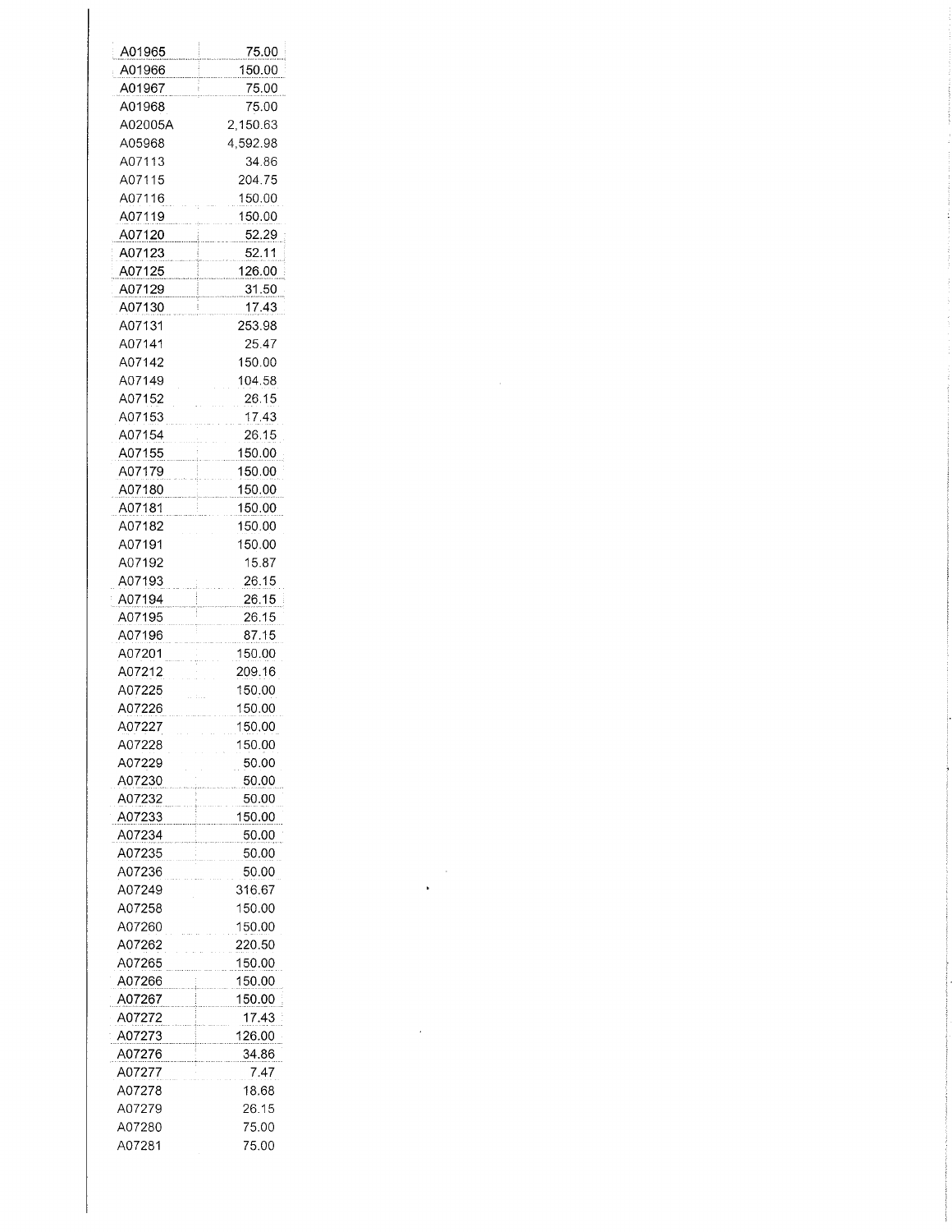| | |
|---|---|
| A01965 | 75.00 |
| A01966 | 150.00 |
| A01967 | 75.00 |
| A01968 | 75.00 |
| A02005A | 2,150.63 |
| A05968 | 4,592.98 |
| A07113 | 34.86 |
| A07115 | 204.75 |
| A07116 | 150.00 |
| A07119 | 150.00 |
| A07120 | 52.29 |
| A07123 | 52.11 |
| A07125 | 126.00 |
| A07129 | 31.50 |
| A07130 | 17.43 |
| A07131 | 253.98 |
| A07141 | 25.47 |
| A07142 | 150.00 |
| A07149 | 104.58 |
| A07152 | 26.15 |
| A07153 | 17.43 |
| A07154 | 26.15 |
| A07155 | 150.00 |
| A07179 | 150.00 |
| A07180 | 150.00 |
| A07181 | 150.00 |
| A07182 | 150.00 |
| A07191 | 150.00 |
| A07192 | 15.87 |
| A07193 | 26.15 |
| A07194 | 26.15 |
| A07195 | 26.15 |
| A07196 | 87.15 |
| A07201 | 150.00 |
| A07212 | 209.16 |
| A07225 | 150.00 |
| A07226 | 150.00 |
| A07227 | 150.00 |
| A07228 | 150.00 |
| A07229 | 50.00 |
| A07230 | 50.00 |
| A07232 | 50.00 |
| A07233 | 150.00 |
| A07234 | 50.00 |
| A07235 | 50.00 |
| A07236 | 50.00 |
| A07249 | 316.67 |
| A07258 | 150.00 |
| A07260 | 150.00 |
| A07262 | 220.50 |
| A07265 | 150.00 |
| A07266 | 150.00 |
| A07267 | 150.00 |
| A07272 | 17.43 |
| A07273 | 126.00 |
| A07276 | 34.86 |
| A07277 | 7.47 |
| A07278 | 18.68 |
| A07279 | 26.15 |
| A07280 | 75.00 |
| A07281 | 75.00 |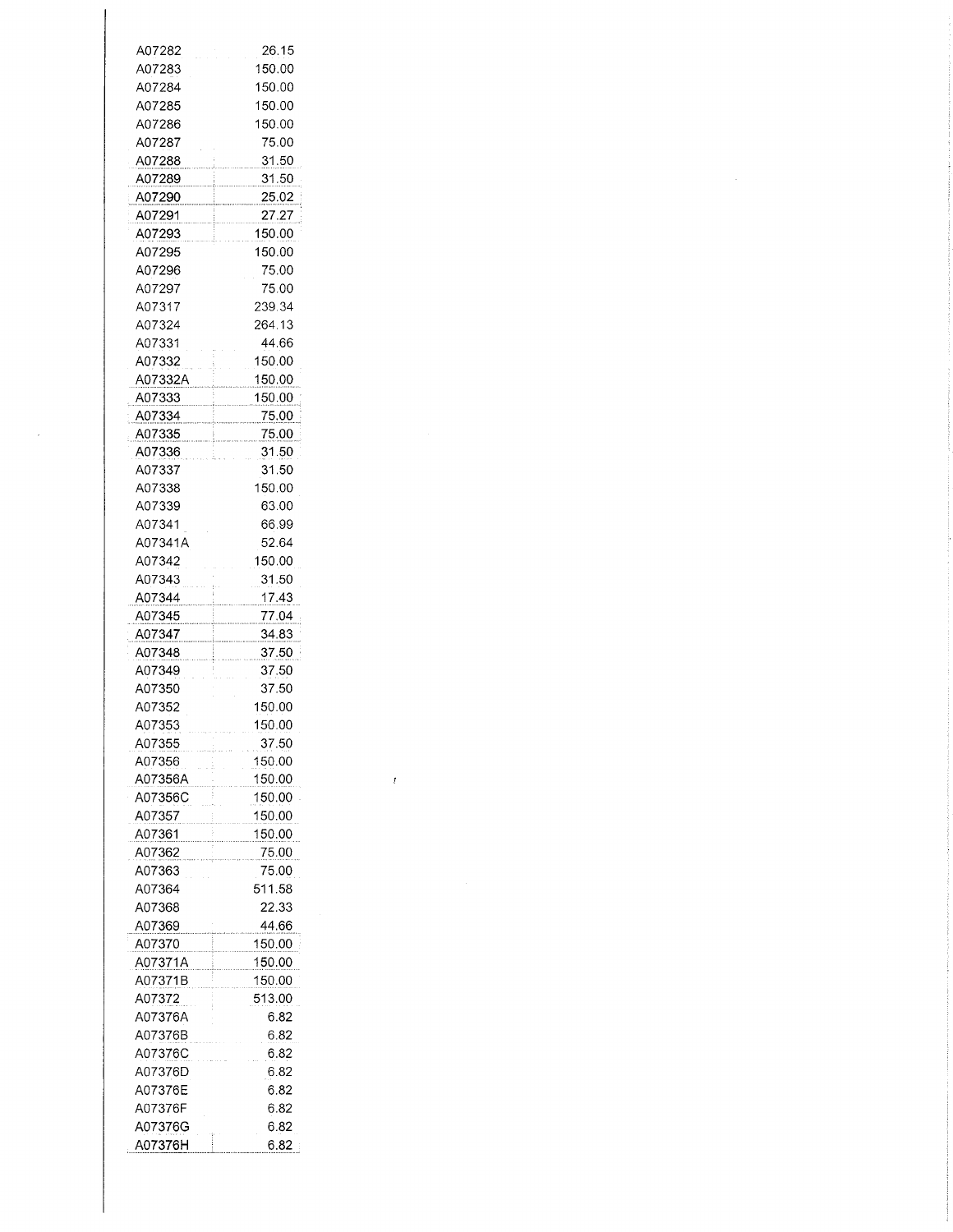| | |
|---|---|
| A07282 | 26.15 |
| A07283 | 150.00 |
| A07284 | 150.00 |
| A07285 | 150.00 |
| A07286 | 150.00 |
| A07287 | 75.00 |
| A07288 | 31.50 |
| A07289 | 31.50 |
| A07290 | 25.02 |
| A07291 | 27.27 |
| A07293 | 150.00 |
| A07295 | 150.00 |
| A07296 | 75.00 |
| A07297 | 75.00 |
| A07317 | 239.34 |
| A07324 | 264.13 |
| A07331 | 44.66 |
| A07332 | 150.00 |
| A07332A | 150.00 |
| A07333 | 150.00 |
| A07334 | 75.00 |
| A07335 | 75.00 |
| A07336 | 31.50 |
| A07337 | 31.50 |
| A07338 | 150.00 |
| A07339 | 63.00 |
| A07341 | 66.99 |
| A07341A | 52.64 |
| A07342 | 150.00 |
| A07343 | 31.50 |
| A07344 | 17.43 |
| A07345 | 77.04 |
| A07347 | 34.83 |
| A07348 | 37.50 |
| A07349 | 37.50 |
| A07350 | 37.50 |
| A07352 | 150.00 |
| A07353 | 150.00 |
| A07355 | 37.50 |
| A07356 | 150.00 |
| A07356A | 150.00 |
| A07356C | 150.00 |
| A07357 | 150.00 |
| A07361 | 150.00 |
| A07362 | 75.00 |
| A07363 | 75.00 |
| A07364 | 511.58 |
| A07368 | 22.33 |
| A07369 | 44.66 |
| A07370 | 150.00 |
| A07371A | 150.00 |
| A07371B | 150.00 |
| A07372 | 513.00 |
| A07376A | 6.82 |
| A07376B | 6.82 |
| A07376C | 6.82 |
| A07376D | 6.82 |
| A07376E | 6.82 |
| A07376F | 6.82 |
| A07376G | 6.82 |
| A07376H | 6.82 |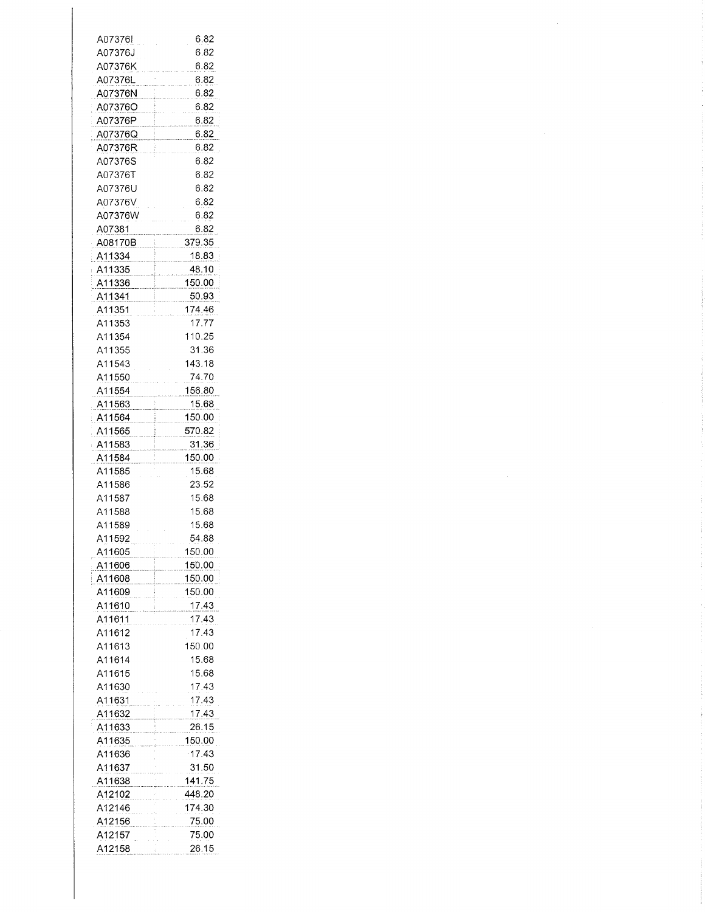| | |
|---|---|
| A07376I | 6.82 |
| A07376J | 6.82 |
| A07376K | 6.82 |
| A07376L | 6.82 |
| A07376N | 6.82 |
| A07376O | 6.82 |
| A07376P | 6.82 |
| A07376Q | 6.82 |
| A07376R | 6.82 |
| A07376S | 6.82 |
| A07376T | 6.82 |
| A07376U | 6.82 |
| A07376V | 6.82 |
| A07376W | 6.82 |
| A07381 | 6.82 |
| A08170B | 379.35 |
| A11334 | 18.83 |
| A11335 | 48.10 |
| A11336 | 150.00 |
| A11341 | 50.93 |
| A11351 | 174.46 |
| A11353 | 17.77 |
| A11354 | 110.25 |
| A11355 | 31.36 |
| A11543 | 143.18 |
| A11550 | 74.70 |
| A11554 | 156.80 |
| A11563 | 15.68 |
| A11564 | 150.00 |
| A11565 | 570.82 |
| A11583 | 31.36 |
| A11584 | 150.00 |
| A11585 | 15.68 |
| A11586 | 23.52 |
| A11587 | 15.68 |
| A11588 | 15.68 |
| A11589 | 15.68 |
| A11592 | 54.88 |
| A11605 | 150.00 |
| A11606 | 150.00 |
| A11608 | 150.00 |
| A11609 | 150.00 |
| A11610 | 17.43 |
| A11611 | 17.43 |
| A11612 | 17.43 |
| A11613 | 150.00 |
| A11614 | 15.68 |
| A11615 | 15.68 |
| A11630 | 17.43 |
| A11631 | 17.43 |
| A11632 | 17.43 |
| A11633 | 26.15 |
| A11635 | 150.00 |
| A11636 | 17.43 |
| A11637 | 31.50 |
| A11638 | 141.75 |
| A12102 | 448.20 |
| A12146 | 174.30 |
| A12156 | 75.00 |
| A12157 | 75.00 |
| A12158 | 26.15 |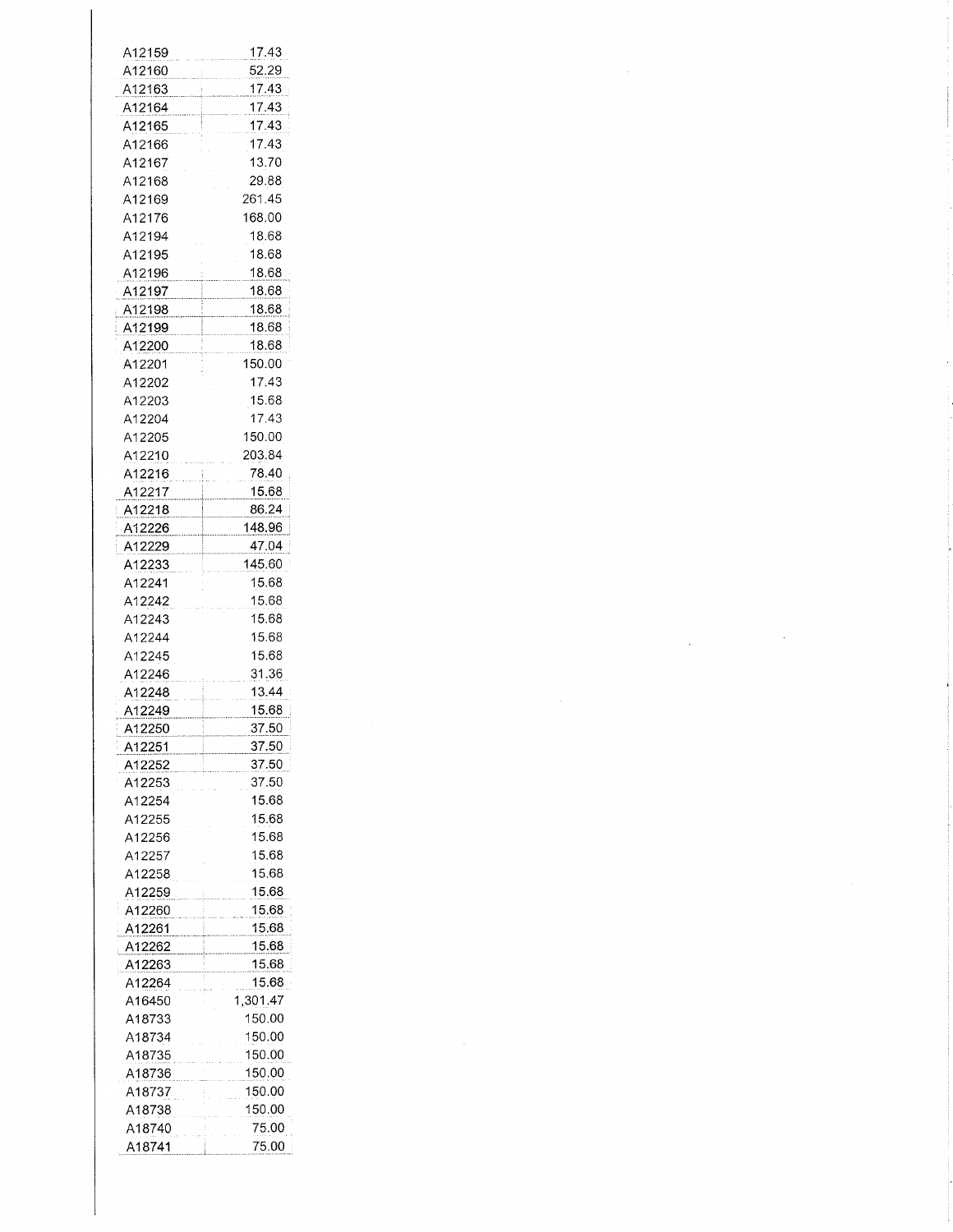| | |
|---|---|
| A12159 | 17.43 |
| A12160 | 52.29 |
| A12163 | 17.43 |
| A12164 | 17.43 |
| A12165 | 17.43 |
| A12166 | 17.43 |
| A12167 | 13.70 |
| A12168 | 29.88 |
| A12169 | 261.45 |
| A12176 | 168.00 |
| A12194 | 18.68 |
| A12195 | 18.68 |
| A12196 | 18.68 |
| A12197 | 18.68 |
| A12198 | 18.68 |
| A12199 | 18.68 |
| A12200 | 18.68 |
| A12201 | 150.00 |
| A12202 | 17.43 |
| A12203 | 15.68 |
| A12204 | 17.43 |
| A12205 | 150.00 |
| A12210 | 203.84 |
| A12216 | 78.40 |
| A12217 | 15.68 |
| A12218 | 86.24 |
| A12226 | 148.96 |
| A12229 | 47.04 |
| A12233 | 145.60 |
| A12241 | 15.68 |
| A12242 | 15.68 |
| A12243 | 15.68 |
| A12244 | 15.68 |
| A12245 | 15.68 |
| A12246 | 31.36 |
| A12248 | 13.44 |
| A12249 | 15.68 |
| A12250 | 37.50 |
| A12251 | 37.50 |
| A12252 | 37.50 |
| A12253 | 37.50 |
| A12254 | 15.68 |
| A12255 | 15.68 |
| A12256 | 15.68 |
| A12257 | 15.68 |
| A12258 | 15.68 |
| A12259 | 15.68 |
| A12260 | 15.68 |
| A12261 | 15.68 |
| A12262 | 15.68 |
| A12263 | 15.68 |
| A12264 | 15.68 |
| A16450 | 1,301.47 |
| A18733 | 150.00 |
| A18734 | 150.00 |
| A18735 | 150.00 |
| A18736 | 150.00 |
| A18737 | 150.00 |
| A18738 | 150.00 |
| A18740 | 75.00 |
| A18741 | 75.00 |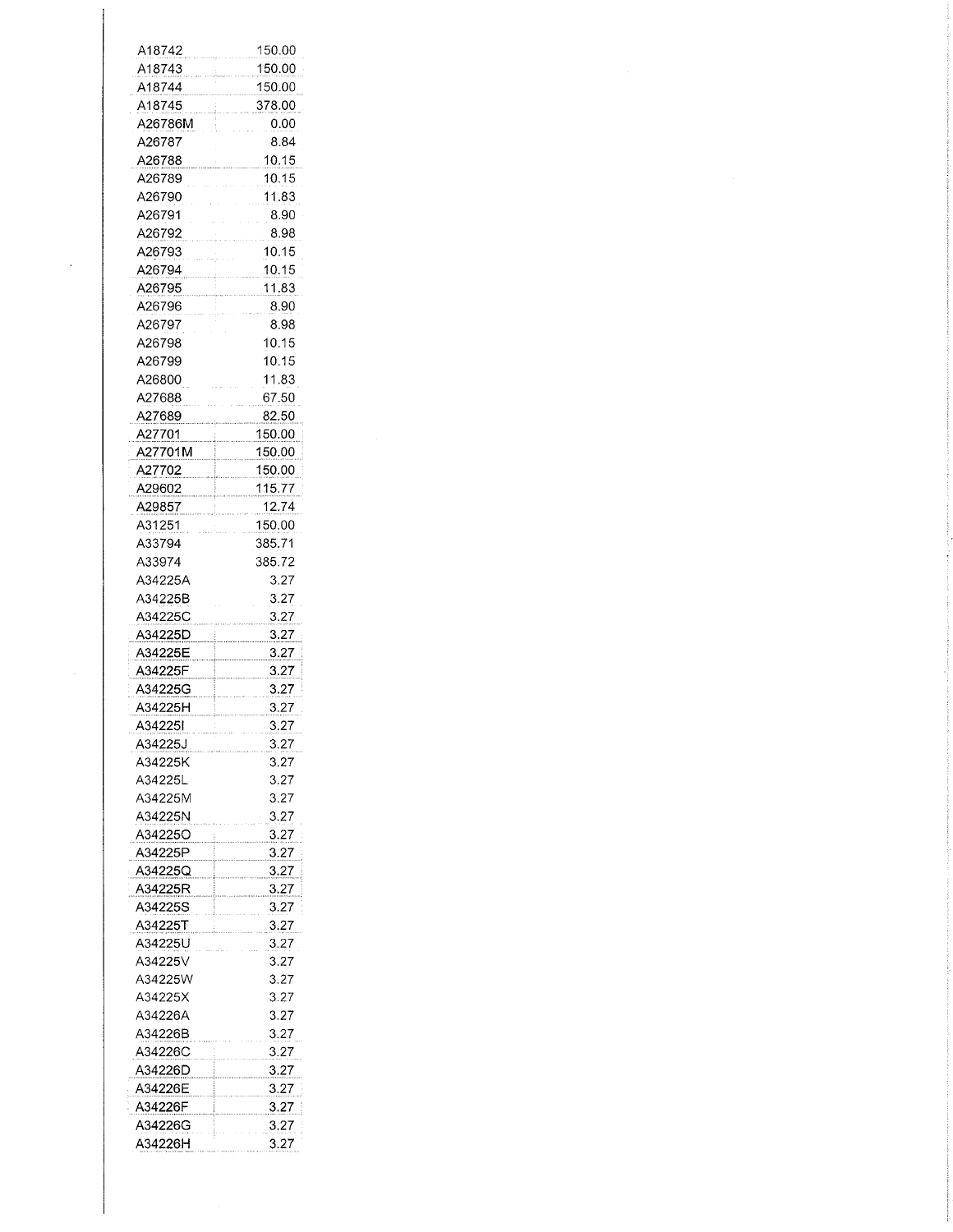| | |
|---|---|
| A18742 | 150.00 |
| A18743 | 150.00 |
| A18744 | 150.00 |
| A18745 | 378.00 |
| A26786M | 0.00 |
| A26787 | 8.84 |
| A26788 | 10.15 |
| A26789 | 10.15 |
| A26790 | 11.83 |
| A26791 | 8.90 |
| A26792 | 8.98 |
| A26793 | 10.15 |
| A26794 | 10.15 |
| A26795 | 11.83 |
| A26796 | 8.90 |
| A26797 | 8.98 |
| A26798 | 10.15 |
| A26799 | 10.15 |
| A26800 | 11.83 |
| A27688 | 67.50 |
| A27689 | 82.50 |
| A27701 | 150.00 |
| A27701M | 150.00 |
| A27702 | 150.00 |
| A29602 | 115.77 |
| A29857 | 12.74 |
| A31251 | 150.00 |
| A33794 | 385.71 |
| A33974 | 385.72 |
| A34225A | 3.27 |
| A34225B | 3.27 |
| A34225C | 3.27 |
| A34225D | 3.27 |
| A34225E | 3.27 |
| A34225F | 3.27 |
| A34225G | 3.27 |
| A34225H | 3.27 |
| A34225I | 3.27 |
| A34225J | 3.27 |
| A34225K | 3.27 |
| A34225L | 3.27 |
| A34225M | 3.27 |
| A34225N | 3.27 |
| A34225O | 3.27 |
| A34225P | 3.27 |
| A34225Q | 3.27 |
| A34225R | 3.27 |
| A34225S | 3.27 |
| A34225T | 3.27 |
| A34225U | 3.27 |
| A34225V | 3.27 |
| A34225W | 3.27 |
| A34225X | 3.27 |
| A34226A | 3.27 |
| A34226B | 3.27 |
| A34226C | 3.27 |
| A34226D | 3.27 |
| A34226E | 3.27 |
| A34226F | 3.27 |
| A34226G | 3.27 |
| A34226H | 3.27 |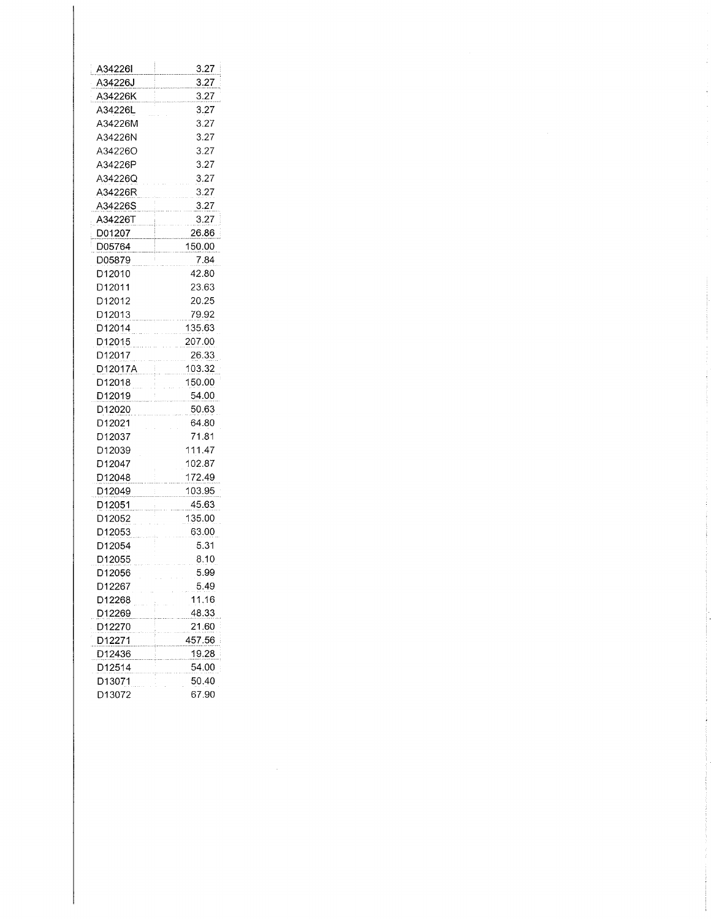| | |
|---|---|
| A34226I | 3.27 |
| A34226J | 3.27 |
| A34226K | 3.27 |
| A34226L | 3.27 |
| A34226M | 3.27 |
| A34226N | 3.27 |
| A34226O | 3.27 |
| A34226P | 3.27 |
| A34226Q | 3.27 |
| A34226R | 3.27 |
| A34226S | 3.27 |
| A34226T | 3.27 |
| D01207 | 26.86 |
| D05764 | 150.00 |
| D05879 | 7.84 |
| D12010 | 42.80 |
| D12011 | 23.63 |
| D12012 | 20.25 |
| D12013 | 79.92 |
| D12014 | 135.63 |
| D12015 | 207.00 |
| D12017 | 26.33 |
| D12017A | 103.32 |
| D12018 | 150.00 |
| D12019 | 54.00 |
| D12020 | 50.63 |
| D12021 | 64.80 |
| D12037 | 71.81 |
| D12039 | 111.47 |
| D12047 | 102.87 |
| D12048 | 172.49 |
| D12049 | 103.95 |
| D12051 | 45.63 |
| D12052 | 135.00 |
| D12053 | 63.00 |
| D12054 | 5.31 |
| D12055 | 8.10 |
| D12056 | 5.99 |
| D12267 | 5.49 |
| D12268 | 11.16 |
| D12269 | 48.33 |
| D12270 | 21.60 |
| D12271 | 457.56 |
| D12436 | 19.28 |
| D12514 | 54.00 |
| D13071 | 50.40 |
| D13072 | 67.90 |